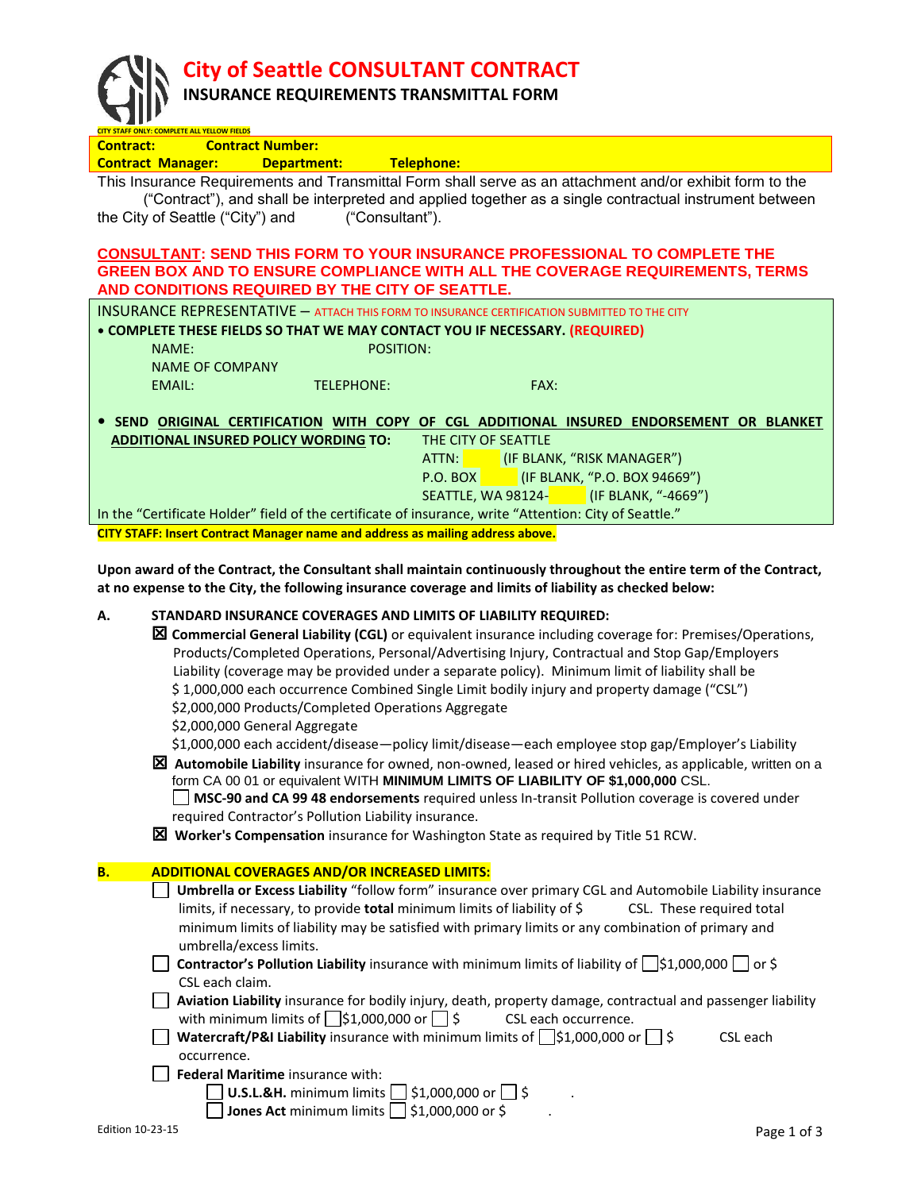# City of Seattle CONSULTANT CONTRACT

## INSURANCE REQUIREMENTS TRANSMITTAL FORM

CITY STAFF ONLY: COMPLETE ALL YELLOW FIELDS

**Contract:** **Contract Number:**
**Contract Manager:** **Department:** **Telephone:**

This Insurance Requirements and Transmittal Form shall serve as an attachment and/or exhibit form to the ("Contract"), and shall be interpreted and applied together as a single contractual instrument between the City of Seattle ("City") and ("Consultant").

**CONSULTANT: SEND THIS FORM TO YOUR INSURANCE PROFESSIONAL TO COMPLETE THE GREEN BOX AND TO ENSURE COMPLIANCE WITH ALL THE COVERAGE REQUIREMENTS, TERMS AND CONDITIONS REQUIRED BY THE CITY OF SEATTLE.**

INSURANCE REPRESENTATIVE – ATTACH THIS FORM TO INSURANCE CERTIFICATION SUBMITTED TO THE CITY

- **COMPLETE THESE FIELDS SO THAT WE MAY CONTACT YOU IF NECESSARY. (REQUIRED)**

  NAME: POSITION:
  NAME OF COMPANY
  EMAIL: TELEPHONE: FAX:

- **SEND ORIGINAL CERTIFICATION WITH COPY OF CGL ADDITIONAL INSURED ENDORSEMENT OR BLANKET ADDITIONAL INSURED POLICY WORDING TO:**
  THE CITY OF SEATTLE
  ATTN: (IF BLANK, "RISK MANAGER")
  P.O. BOX (IF BLANK, "P.O. BOX 94669")
  SEATTLE, WA 98124- (IF BLANK, "-4669")

In the "Certificate Holder" field of the certificate of insurance, write "Attention: City of Seattle."

**CITY STAFF: Insert Contract Manager name and address as mailing address above.**

**Upon award of the Contract, the Consultant shall maintain continuously throughout the entire term of the Contract, at no expense to the City, the following insurance coverage and limits of liability as checked below:**

**A. STANDARD INSURANCE COVERAGES AND LIMITS OF LIABILITY REQUIRED:**

☒ **Commercial General Liability (CGL)** or equivalent insurance including coverage for: Premises/Operations, Products/Completed Operations, Personal/Advertising Injury, Contractual and Stop Gap/Employers Liability (coverage may be provided under a separate policy). Minimum limit of liability shall be
$ 1,000,000 each occurrence Combined Single Limit bodily injury and property damage ("CSL")
$2,000,000 Products/Completed Operations Aggregate
$2,000,000 General Aggregate
$1,000,000 each accident/disease—policy limit/disease—each employee stop gap/Employer's Liability

☒ **Automobile Liability** insurance for owned, non-owned, leased or hired vehicles, as applicable, written on a form CA 00 01 or equivalent WITH **MINIMUM LIMITS OF LIABILITY OF $1,000,000** CSL.
☐ **MSC-90 and CA 99 48 endorsements** required unless In-transit Pollution coverage is covered under required Contractor's Pollution Liability insurance.

☒ **Worker's Compensation** insurance for Washington State as required by Title 51 RCW.

**B. ADDITIONAL COVERAGES AND/OR INCREASED LIMITS:**

☐ **Umbrella or Excess Liability** "follow form" insurance over primary CGL and Automobile Liability insurance limits, if necessary, to provide **total** minimum limits of liability of $ CSL. These required total minimum limits of liability may be satisfied with primary limits or any combination of primary and umbrella/excess limits.

☐ **Contractor's Pollution Liability** insurance with minimum limits of liability of ☐$1,000,000 ☐ or $ CSL each claim.

☐ **Aviation Liability** insurance for bodily injury, death, property damage, contractual and passenger liability with minimum limits of ☐$1,000,000 or ☐ $ CSL each occurrence.

☐ **Watercraft/P&I Liability** insurance with minimum limits of ☐$1,000,000 or ☐ $ CSL each occurrence.

☐ **Federal Maritime** insurance with:
☐ **U.S.L.&H.** minimum limits ☐ $1,000,000 or ☐ $ .
☐ **Jones Act** minimum limits ☐ $1,000,000 or $ .

Edition 10-23-15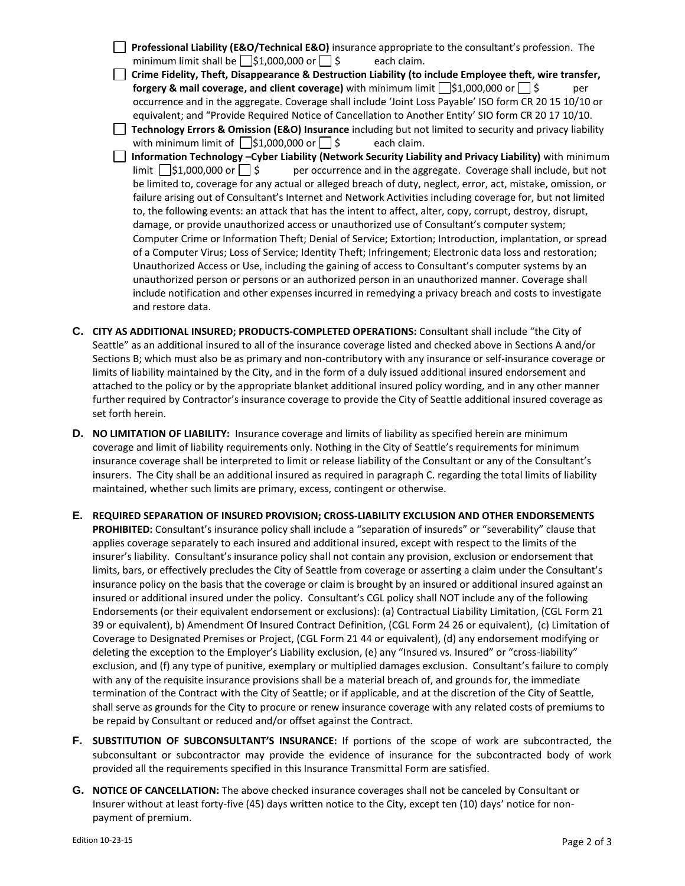- ☐ **Professional Liability (E&O/Technical E&O)** insurance appropriate to the consultant's profession. The minimum limit shall be ☐ $1,000,000 or ☐ $ each claim.
- ☐ **Crime Fidelity, Theft, Disappearance & Destruction Liability (to include Employee theft, wire transfer, forgery & mail coverage, and client coverage)** with minimum limit ☐ $1,000,000 or ☐ $ per occurrence and in the aggregate. Coverage shall include 'Joint Loss Payable' ISO form CR 20 15 10/10 or equivalent; and "Provide Required Notice of Cancellation to Another Entity' SIO form CR 20 17 10/10.
- ☐ **Technology Errors & Omission (E&O) Insurance** including but not limited to security and privacy liability with minimum limit of ☐ $1,000,000 or ☐ $ each claim.
- ☐ **Information Technology –Cyber Liability (Network Security Liability and Privacy Liability)** with minimum limit ☐ $1,000,000 or ☐ $ per occurrence and in the aggregate. Coverage shall include, but not be limited to, coverage for any actual or alleged breach of duty, neglect, error, act, mistake, omission, or failure arising out of Consultant's Internet and Network Activities including coverage for, but not limited to, the following events: an attack that has the intent to affect, alter, copy, corrupt, destroy, disrupt, damage, or provide unauthorized access or unauthorized use of Consultant's computer system; Computer Crime or Information Theft; Denial of Service; Extortion; Introduction, implantation, or spread of a Computer Virus; Loss of Service; Identity Theft; Infringement; Electronic data loss and restoration; Unauthorized Access or Use, including the gaining of access to Consultant's computer systems by an unauthorized person or persons or an authorized person in an unauthorized manner. Coverage shall include notification and other expenses incurred in remedying a privacy breach and costs to investigate and restore data.

**C. CITY AS ADDITIONAL INSURED; PRODUCTS-COMPLETED OPERATIONS:** Consultant shall include "the City of Seattle" as an additional insured to all of the insurance coverage listed and checked above in Sections A and/or Sections B; which must also be as primary and non-contributory with any insurance or self-insurance coverage or limits of liability maintained by the City, and in the form of a duly issued additional insured endorsement and attached to the policy or by the appropriate blanket additional insured policy wording, and in any other manner further required by Contractor's insurance coverage to provide the City of Seattle additional insured coverage as set forth herein.

**D. NO LIMITATION OF LIABILITY:** Insurance coverage and limits of liability as specified herein are minimum coverage and limit of liability requirements only. Nothing in the City of Seattle's requirements for minimum insurance coverage shall be interpreted to limit or release liability of the Consultant or any of the Consultant's insurers. The City shall be an additional insured as required in paragraph C. regarding the total limits of liability maintained, whether such limits are primary, excess, contingent or otherwise.

**E. REQUIRED SEPARATION OF INSURED PROVISION; CROSS-LIABILITY EXCLUSION AND OTHER ENDORSEMENTS PROHIBITED:** Consultant's insurance policy shall include a "separation of insureds" or "severability" clause that applies coverage separately to each insured and additional insured, except with respect to the limits of the insurer's liability. Consultant's insurance policy shall not contain any provision, exclusion or endorsement that limits, bars, or effectively precludes the City of Seattle from coverage or asserting a claim under the Consultant's insurance policy on the basis that the coverage or claim is brought by an insured or additional insured against an insured or additional insured under the policy. Consultant's CGL policy shall NOT include any of the following Endorsements (or their equivalent endorsement or exclusions): (a) Contractual Liability Limitation, (CGL Form 21 39 or equivalent), b) Amendment Of Insured Contract Definition, (CGL Form 24 26 or equivalent), (c) Limitation of Coverage to Designated Premises or Project, (CGL Form 21 44 or equivalent), (d) any endorsement modifying or deleting the exception to the Employer's Liability exclusion, (e) any "Insured vs. Insured" or "cross-liability" exclusion, and (f) any type of punitive, exemplary or multiplied damages exclusion. Consultant's failure to comply with any of the requisite insurance provisions shall be a material breach of, and grounds for, the immediate termination of the Contract with the City of Seattle; or if applicable, and at the discretion of the City of Seattle, shall serve as grounds for the City to procure or renew insurance coverage with any related costs of premiums to be repaid by Consultant or reduced and/or offset against the Contract.

**F. SUBSTITUTION OF SUBCONSULTANT'S INSURANCE:** If portions of the scope of work are subcontracted, the subconsultant or subcontractor may provide the evidence of insurance for the subcontracted body of work provided all the requirements specified in this Insurance Transmittal Form are satisfied.

**G. NOTICE OF CANCELLATION:** The above checked insurance coverages shall not be canceled by Consultant or Insurer without at least forty-five (45) days written notice to the City, except ten (10) days' notice for non-payment of premium.

Edition 10-23-15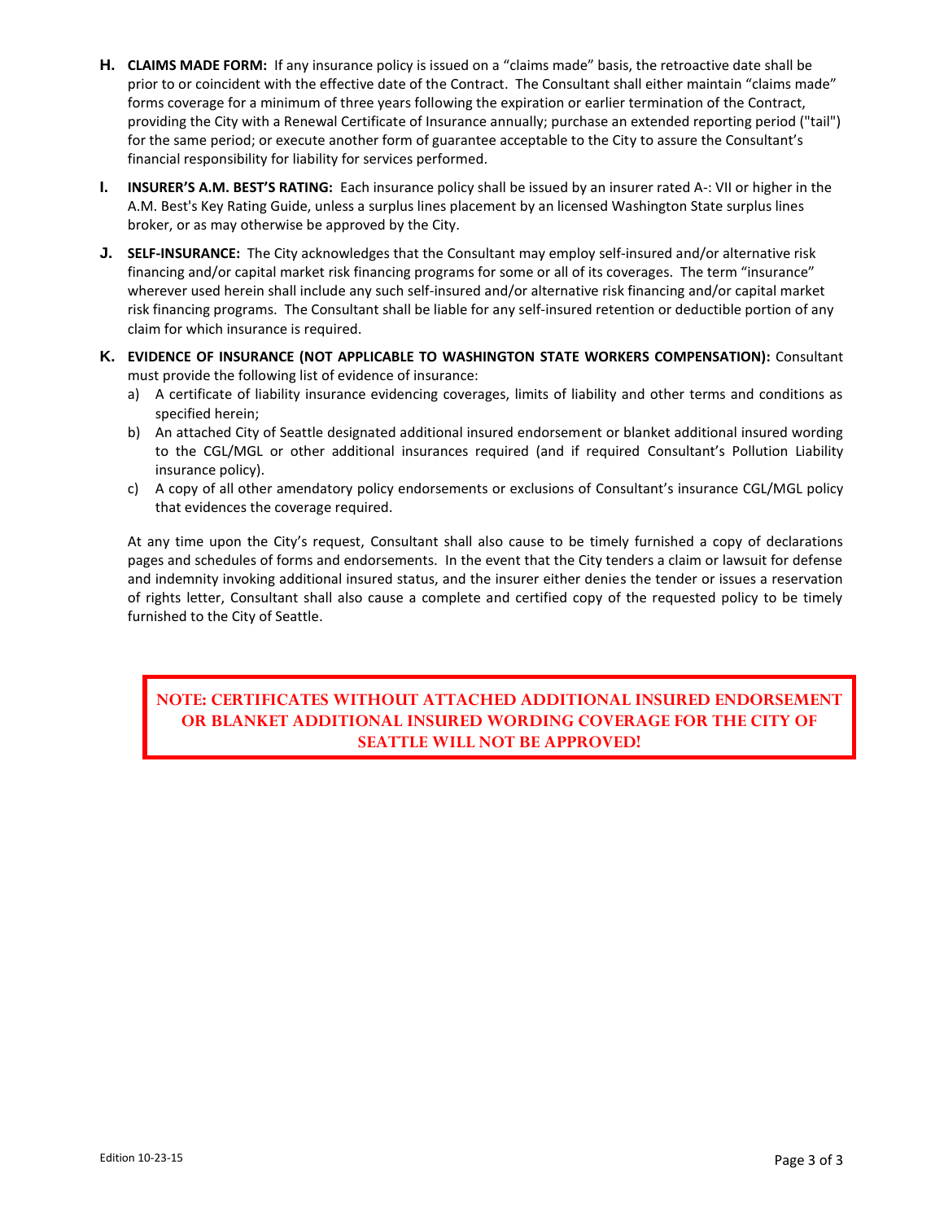**H. CLAIMS MADE FORM:** If any insurance policy is issued on a "claims made" basis, the retroactive date shall be prior to or coincident with the effective date of the Contract. The Consultant shall either maintain "claims made" forms coverage for a minimum of three years following the expiration or earlier termination of the Contract, providing the City with a Renewal Certificate of Insurance annually; purchase an extended reporting period ("tail") for the same period; or execute another form of guarantee acceptable to the City to assure the Consultant's financial responsibility for liability for services performed.

**I. INSURER'S A.M. BEST'S RATING:** Each insurance policy shall be issued by an insurer rated A-: VII or higher in the A.M. Best's Key Rating Guide, unless a surplus lines placement by an licensed Washington State surplus lines broker, or as may otherwise be approved by the City.

**J. SELF-INSURANCE:** The City acknowledges that the Consultant may employ self-insured and/or alternative risk financing and/or capital market risk financing programs for some or all of its coverages. The term "insurance" wherever used herein shall include any such self-insured and/or alternative risk financing and/or capital market risk financing programs. The Consultant shall be liable for any self-insured retention or deductible portion of any claim for which insurance is required.

**K. EVIDENCE OF INSURANCE (NOT APPLICABLE TO WASHINGTON STATE WORKERS COMPENSATION):** Consultant must provide the following list of evidence of insurance:

a) A certificate of liability insurance evidencing coverages, limits of liability and other terms and conditions as specified herein;

b) An attached City of Seattle designated additional insured endorsement or blanket additional insured wording to the CGL/MGL or other additional insurances required (and if required Consultant's Pollution Liability insurance policy).

c) A copy of all other amendatory policy endorsements or exclusions of Consultant's insurance CGL/MGL policy that evidences the coverage required.

At any time upon the City's request, Consultant shall also cause to be timely furnished a copy of declarations pages and schedules of forms and endorsements. In the event that the City tenders a claim or lawsuit for defense and indemnity invoking additional insured status, and the insurer either denies the tender or issues a reservation of rights letter, Consultant shall also cause a complete and certified copy of the requested policy to be timely furnished to the City of Seattle.

**NOTE: CERTIFICATES WITHOUT ATTACHED ADDITIONAL INSURED ENDORSEMENT OR BLANKET ADDITIONAL INSURED WORDING COVERAGE FOR THE CITY OF SEATTLE WILL NOT BE APPROVED!**

Edition 10-23-15